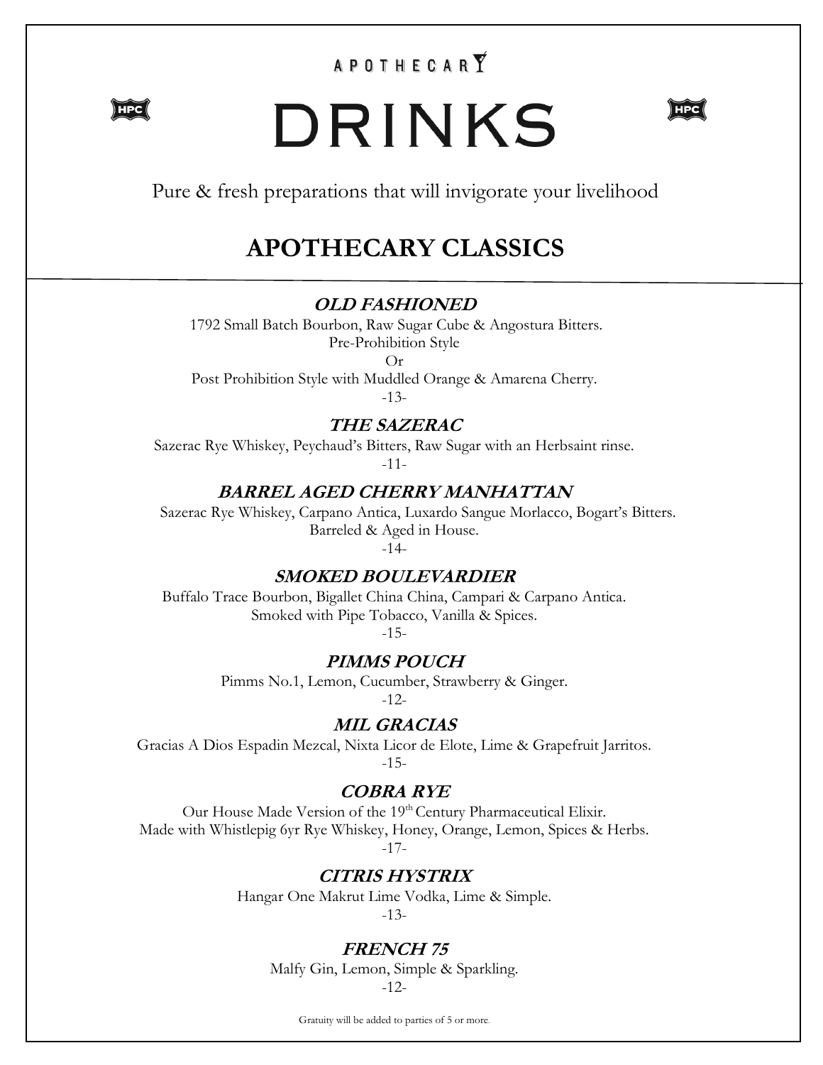APOTHECARY

# DRINKS

Pure & fresh preparations that will invigorate your livelihood

## APOTHECARY CLASSICS

### *OLD FASHIONED*

1792 Small Batch Bourbon, Raw Sugar Cube & Angostura Bitters.
Pre-Prohibition Style
Or
Post Prohibition Style with Muddled Orange & Amarena Cherry.
-13-

### *THE SAZERAC*

Sazerac Rye Whiskey, Peychaud's Bitters, Raw Sugar with an Herbsaint rinse.
-11-

### *BARREL AGED CHERRY MANHATTAN*

Sazerac Rye Whiskey, Carpano Antica, Luxardo Sangue Morlacco, Bogart's Bitters.
Barreled & Aged in House.
-14-

### *SMOKED BOULEVARDIER*

Buffalo Trace Bourbon, Bigallet China China, Campari & Carpano Antica.
Smoked with Pipe Tobacco, Vanilla & Spices.
-15-

### *PIMMS POUCH*

Pimms No.1, Lemon, Cucumber, Strawberry & Ginger.
-12-

### *MIL GRACIAS*

Gracias A Dios Espadin Mezcal, Nixta Licor de Elote, Lime & Grapefruit Jarritos.
-15-

### *COBRA RYE*

Our House Made Version of the 19th Century Pharmaceutical Elixir.
Made with Whistlepig 6yr Rye Whiskey, Honey, Orange, Lemon, Spices & Herbs.
-17-

### *CITRIS HYSTRIX*

Hangar One Makrut Lime Vodka, Lime & Simple.
-13-

### *FRENCH 75*

Malfy Gin, Lemon, Simple & Sparkling.
-12-

Gratuity will be added to parties of 5 or more.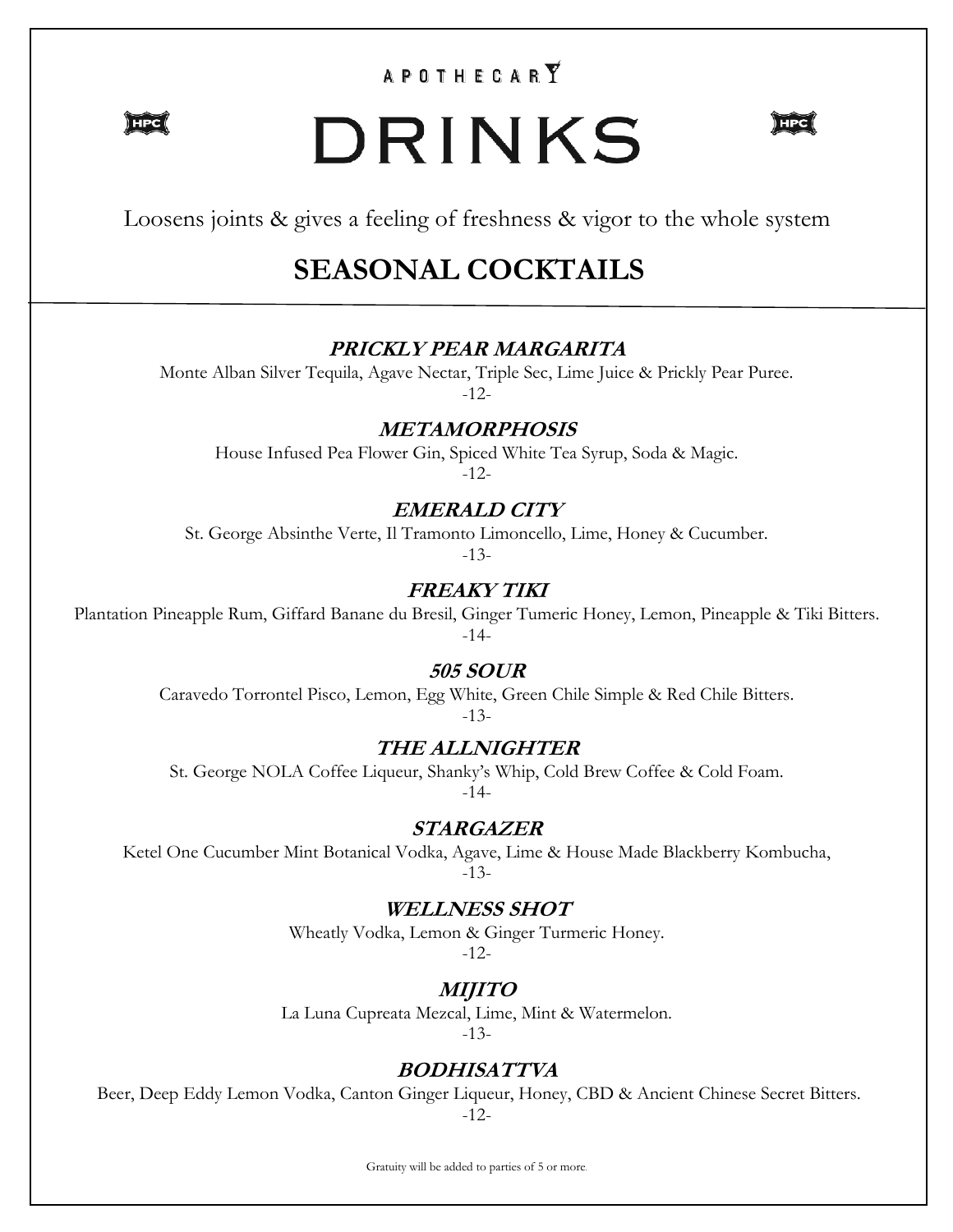APOTHECARY

HPC

# DRINKS

HPC

Loosens joints & gives a feeling of freshness & vigor to the whole system

## SEASONAL COCKTAILS

---

### *PRICKLY PEAR MARGARITA*

Monte Alban Silver Tequila, Agave Nectar, Triple Sec, Lime Juice & Prickly Pear Puree.

-12-

### *METAMORPHOSIS*

House Infused Pea Flower Gin, Spiced White Tea Syrup, Soda & Magic.

-12-

### *EMERALD CITY*

St. George Absinthe Verte, Il Tramonto Limoncello, Lime, Honey & Cucumber.

-13-

### *FREAKY TIKI*

Plantation Pineapple Rum, Giffard Banane du Bresil, Ginger Tumeric Honey, Lemon, Pineapple & Tiki Bitters.

-14-

### *505 SOUR*

Caravedo Torrontel Pisco, Lemon, Egg White, Green Chile Simple & Red Chile Bitters.

-13-

### *THE ALLNIGHTER*

St. George NOLA Coffee Liqueur, Shanky's Whip, Cold Brew Coffee & Cold Foam.

-14-

### *STARGAZER*

Ketel One Cucumber Mint Botanical Vodka, Agave, Lime & House Made Blackberry Kombucha,

-13-

### *WELLNESS SHOT*

Wheatly Vodka, Lemon & Ginger Turmeric Honey.

-12-

### *MIJITO*

La Luna Cupreata Mezcal, Lime, Mint & Watermelon.

-13-

### *BODHISATTVA*

Beer, Deep Eddy Lemon Vodka, Canton Ginger Liqueur, Honey, CBD & Ancient Chinese Secret Bitters.

-12-

Gratuity will be added to parties of 5 or more.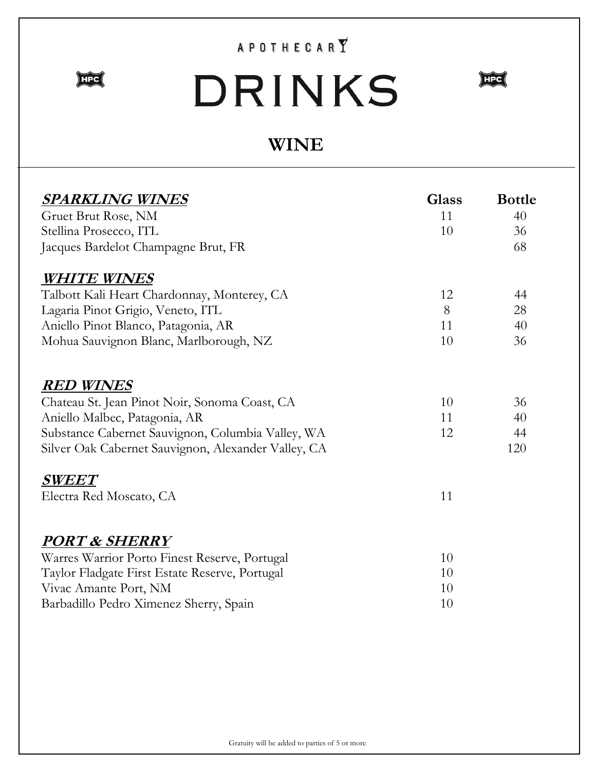APOTHECARY

# DRINKS

## WINE

| ***SPARKLING WINES*** | **Glass** | **Bottle** |
| --- | --- | --- |
| Gruet Brut Rose, NM | 11 | 40 |
| Stellina Prosecco, ITL | 10 | 36 |
| Jacques Bardelot Champagne Brut, FR | | 68 |
| ***WHITE WINES*** | | |
| Talbott Kali Heart Chardonnay, Monterey, CA | 12 | 44 |
| Lagaria Pinot Grigio, Veneto, ITL | 8 | 28 |
| Aniello Pinot Blanco, Patagonia, AR | 11 | 40 |
| Mohua Sauvignon Blanc, Marlborough, NZ | 10 | 36 |
| ***RED WINES*** | | |
| Chateau St. Jean Pinot Noir, Sonoma Coast, CA | 10 | 36 |
| Aniello Malbec, Patagonia, AR | 11 | 40 |
| Substance Cabernet Sauvignon, Columbia Valley, WA | 12 | 44 |
| Silver Oak Cabernet Sauvignon, Alexander Valley, CA | | 120 |
| ***SWEET*** | | |
| Electra Red Moscato, CA | 11 | |
| ***PORT & SHERRY*** | | |
| Warres Warrior Porto Finest Reserve, Portugal | 10 | |
| Taylor Fladgate First Estate Reserve, Portugal | 10 | |
| Vivac Amante Port, NM | 10 | |
| Barbadillo Pedro Ximenez Sherry, Spain | 10 | |

Gratuity will be added to parties of 5 or more.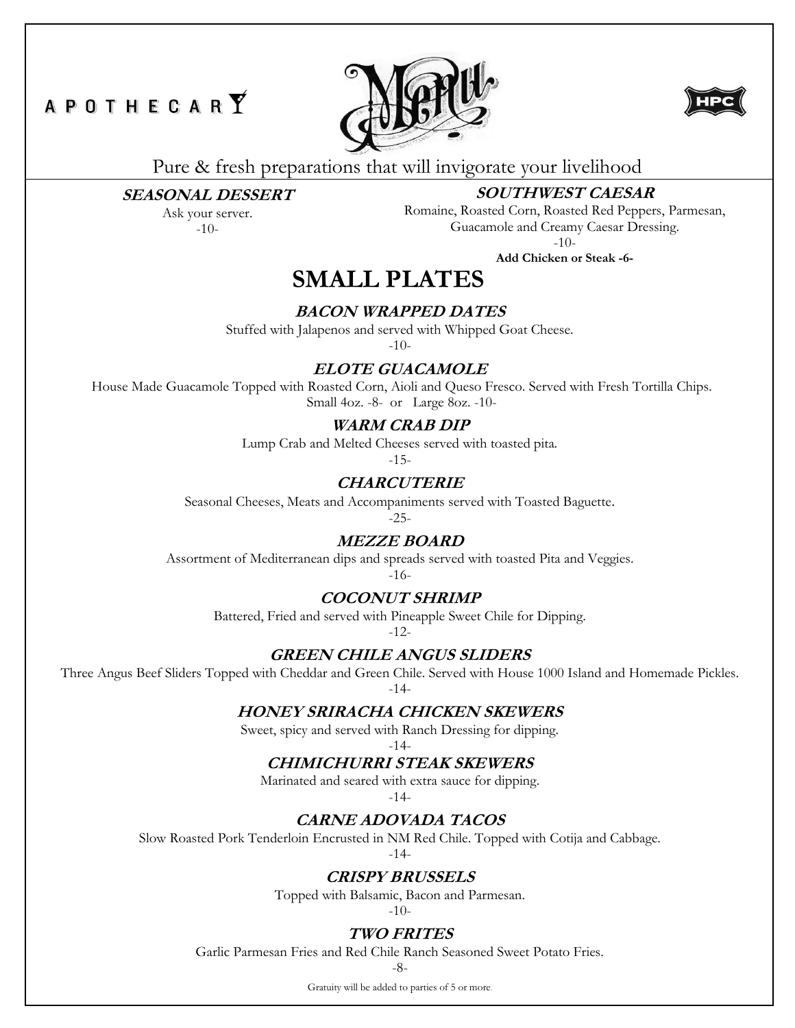APOTHECARY

Menu

HPC

Pure & fresh preparations that will invigorate your livelihood

**SEASONAL DESSERT**

Ask your server.

-10-

**SOUTHWEST CAESAR**

Romaine, Roasted Corn, Roasted Red Peppers, Parmesan, Guacamole and Creamy Caesar Dressing.

-10-

**Add Chicken or Steak -6-**

# SMALL PLATES

### *BACON WRAPPED DATES*

Stuffed with Jalapenos and served with Whipped Goat Cheese.

-10-

### *ELOTE GUACAMOLE*

House Made Guacamole Topped with Roasted Corn, Aioli and Queso Fresco. Served with Fresh Tortilla Chips.

Small 4oz. -8- or Large 8oz. -10-

### *WARM CRAB DIP*

Lump Crab and Melted Cheeses served with toasted pita.

-15-

### *CHARCUTERIE*

Seasonal Cheeses, Meats and Accompaniments served with Toasted Baguette.

-25-

### *MEZZE BOARD*

Assortment of Mediterranean dips and spreads served with toasted Pita and Veggies.

-16-

### *COCONUT SHRIMP*

Battered, Fried and served with Pineapple Sweet Chile for Dipping.

-12-

### *GREEN CHILE ANGUS SLIDERS*

Three Angus Beef Sliders Topped with Cheddar and Green Chile. Served with House 1000 Island and Homemade Pickles.

-14-

### *HONEY SRIRACHA CHICKEN SKEWERS*

Sweet, spicy and served with Ranch Dressing for dipping.

-14-

### *CHIMICHURRI STEAK SKEWERS*

Marinated and seared with extra sauce for dipping.

-14-

### *CARNE ADOVADA TACOS*

Slow Roasted Pork Tenderloin Encrusted in NM Red Chile. Topped with Cotija and Cabbage.

-14-

### *CRISPY BRUSSELS*

Topped with Balsamic, Bacon and Parmesan.

-10-

### *TWO FRITES*

Garlic Parmesan Fries and Red Chile Ranch Seasoned Sweet Potato Fries.

-8-

Gratuity will be added to parties of 5 or more.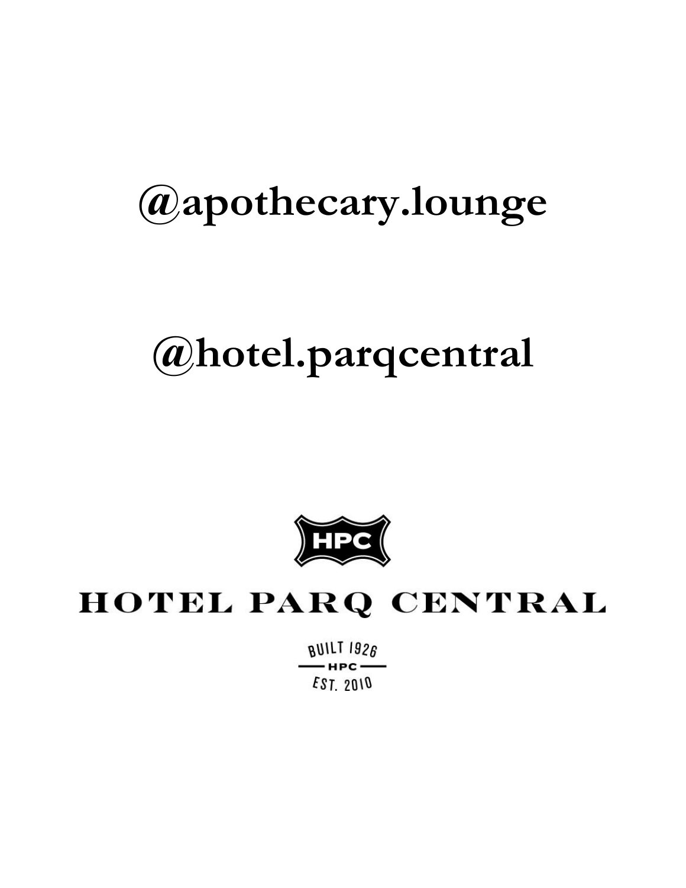# @apothecary.lounge

# @hotel.parqcentral

HPC

HOTEL PARQ CENTRAL

BUILT 1926

HPC

EST. 2010